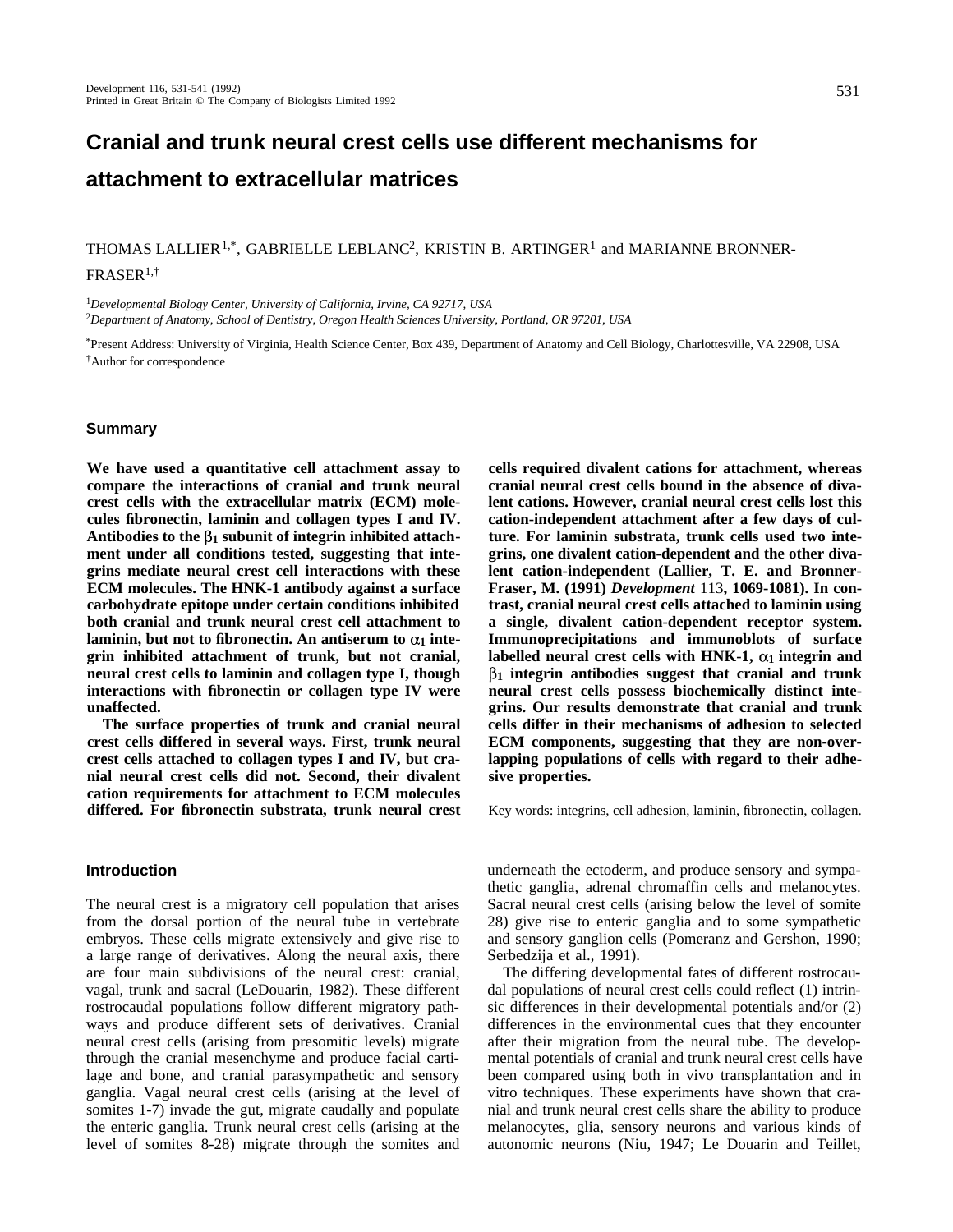# Cranial and trunk neural crest cells use different mechanisms for attachment to extracellular matrices

THOMAS LALLIER[1,*], GABRIELLE LEBLANC[2], KRISTIN B. ARTINGER[1] and MARIANNE BRONNER-FRASER[1,†]

[1]*Developmental Biology Center, University of California, Irvine, CA 92717, USA*
[2]*Department of Anatomy, School of Dentistry, Oregon Health Sciences University, Portland, OR 97201, USA*

[*]Present Address: University of Virginia, Health Science Center, Box 439, Department of Anatomy and Cell Biology, Charlottesville, VA 22908, USA
[†]Author for correspondence

## Summary

**We have used a quantitative cell attachment assay to compare the interactions of cranial and trunk neural crest cells with the extracellular matrix (ECM) molecules fibronectin, laminin and collagen types I and IV. Antibodies to the $\beta_1$ subunit of integrin inhibited attachment under all conditions tested, suggesting that integrins mediate neural crest cell interactions with these ECM molecules. The HNK-1 antibody against a surface carbohydrate epitope under certain conditions inhibited both cranial and trunk neural crest cell attachment to laminin, but not to fibronectin. An antiserum to $\alpha_1$ integrin inhibited attachment of trunk, but not cranial, neural crest cells to laminin and collagen type I, though interactions with fibronectin or collagen type IV were unaffected.**

**The surface properties of trunk and cranial neural crest cells differed in several ways. First, trunk neural crest cells attached to collagen types I and IV, but cranial neural crest cells did not. Second, their divalent cation requirements for attachment to ECM molecules differed. For fibronectin substrata, trunk neural crest cells required divalent cations for attachment, whereas cranial neural crest cells bound in the absence of divalent cations. However, cranial neural crest cells lost this cation-independent attachment after a few days of culture. For laminin substrata, trunk cells used two integrins, one divalent cation-dependent and the other divalent cation-independent (Lallier, T. E. and Bronner-Fraser, M. (1991) *Development* 113, 1069-1081). In contrast, cranial neural crest cells attached to laminin using a single, divalent cation-dependent receptor system. Immunoprecipitations and immunoblots of surface labelled neural crest cells with HNK-1, $\alpha_1$ integrin and $\beta_1$ integrin antibodies suggest that cranial and trunk neural crest cells possess biochemically distinct integrins. Our results demonstrate that cranial and trunk cells differ in their mechanisms of adhesion to selected ECM components, suggesting that they are non-overlapping populations of cells with regard to their adhesive properties.**

Key words: integrins, cell adhesion, laminin, fibronectin, collagen.

## Introduction

The neural crest is a migratory cell population that arises from the dorsal portion of the neural tube in vertebrate embryos. These cells migrate extensively and give rise to a large range of derivatives. Along the neural axis, there are four main subdivisions of the neural crest: cranial, vagal, trunk and sacral (LeDouarin, 1982). These different rostrocaudal populations follow different migratory pathways and produce different sets of derivatives. Cranial neural crest cells (arising from presomitic levels) migrate through the cranial mesenchyme and produce facial cartilage and bone, and cranial parasympathetic and sensory ganglia. Vagal neural crest cells (arising at the level of somites 1-7) invade the gut, migrate caudally and populate the enteric ganglia. Trunk neural crest cells (arising at the level of somites 8-28) migrate through the somites and underneath the ectoderm, and produce sensory and sympathetic ganglia, adrenal chromaffin cells and melanocytes. Sacral neural crest cells (arising below the level of somite 28) give rise to enteric ganglia and to some sympathetic and sensory ganglion cells (Pomeranz and Gershon, 1990; Serbedzija et al., 1991).

The differing developmental fates of different rostrocaudal populations of neural crest cells could reflect (1) intrinsic differences in their developmental potentials and/or (2) differences in the environmental cues that they encounter after their migration from the neural tube. The developmental potentials of cranial and trunk neural crest cells have been compared using both in vivo transplantation and in vitro techniques. These experiments have shown that cranial and trunk neural crest cells share the ability to produce melanocytes, glia, sensory neurons and various kinds of autonomic neurons (Niu, 1947; Le Douarin and Teillet,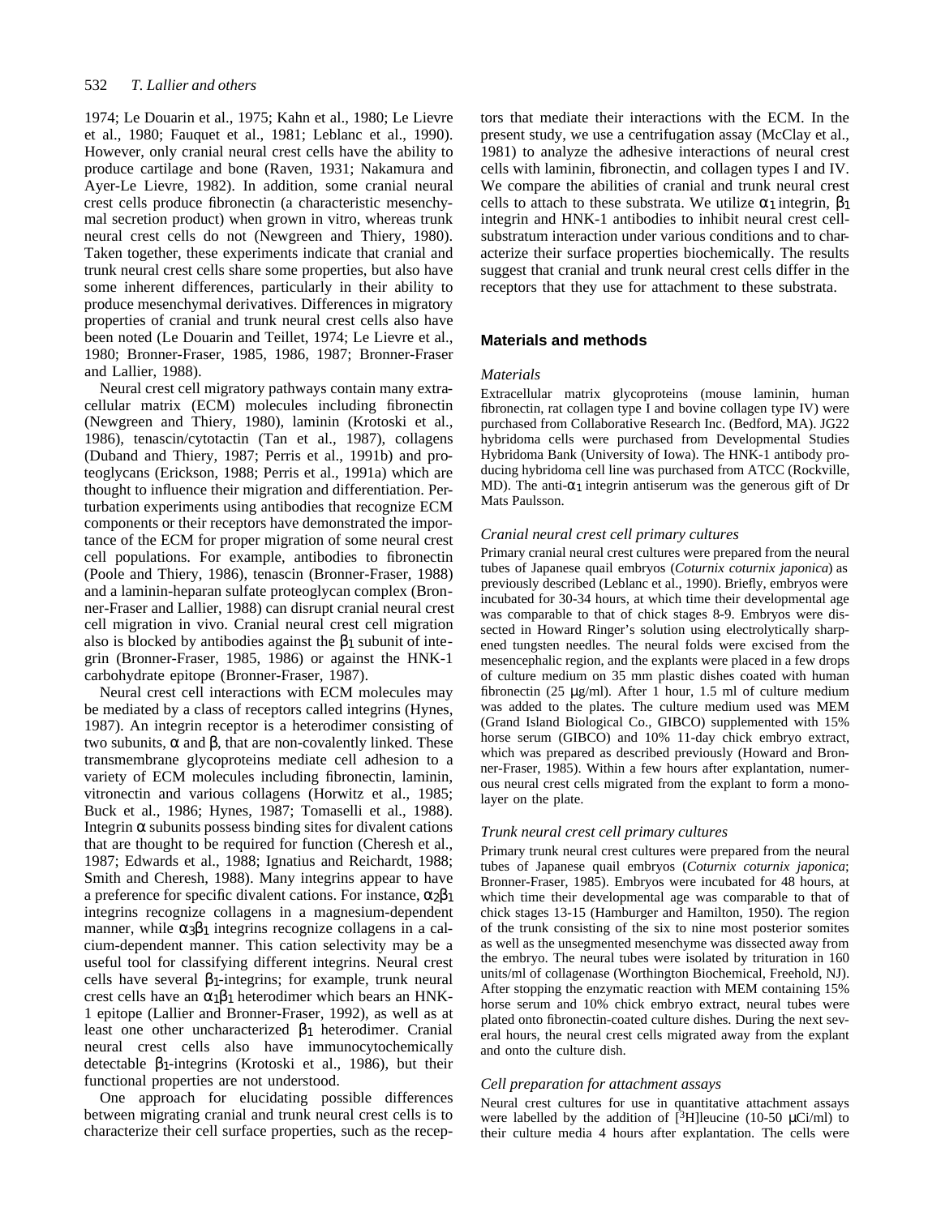1974; Le Douarin et al., 1975; Kahn et al., 1980; Le Lievre et al., 1980; Fauquet et al., 1981; Leblanc et al., 1990). However, only cranial neural crest cells have the ability to produce cartilage and bone (Raven, 1931; Nakamura and Ayer-Le Lievre, 1982). In addition, some cranial neural crest cells produce fibronectin (a characteristic mesenchymal secretion product) when grown in vitro, whereas trunk neural crest cells do not (Newgreen and Thiery, 1980). Taken together, these experiments indicate that cranial and trunk neural crest cells share some properties, but also have some inherent differences, particularly in their ability to produce mesenchymal derivatives. Differences in migratory properties of cranial and trunk neural crest cells also have been noted (Le Douarin and Teillet, 1974; Le Lievre et al., 1980; Bronner-Fraser, 1985, 1986, 1987; Bronner-Fraser and Lallier, 1988).

Neural crest cell migratory pathways contain many extracellular matrix (ECM) molecules including fibronectin (Newgreen and Thiery, 1980), laminin (Krotoski et al., 1986), tenascin/cytotactin (Tan et al., 1987), collagens (Duband and Thiery, 1987; Perris et al., 1991b) and proteoglycans (Erickson, 1988; Perris et al., 1991a) which are thought to influence their migration and differentiation. Perturbation experiments using antibodies that recognize ECM components or their receptors have demonstrated the importance of the ECM for proper migration of some neural crest cell populations. For example, antibodies to fibronectin (Poole and Thiery, 1986), tenascin (Bronner-Fraser, 1988) and a laminin-heparan sulfate proteoglycan complex (Bronner-Fraser and Lallier, 1988) can disrupt cranial neural crest cell migration in vivo. Cranial neural crest cell migration also is blocked by antibodies against the $\beta_1$ subunit of integrin (Bronner-Fraser, 1985, 1986) or against the HNK-1 carbohydrate epitope (Bronner-Fraser, 1987).

Neural crest cell interactions with ECM molecules may be mediated by a class of receptors called integrins (Hynes, 1987). An integrin receptor is a heterodimer consisting of two subunits, $\alpha$ and $\beta$, that are non-covalently linked. These transmembrane glycoproteins mediate cell adhesion to a variety of ECM molecules including fibronectin, laminin, vitronectin and various collagens (Horwitz et al., 1985; Buck et al., 1986; Hynes, 1987; Tomaselli et al., 1988). Integrin $\alpha$ subunits possess binding sites for divalent cations that are thought to be required for function (Cheresh et al., 1987; Edwards et al., 1988; Ignatius and Reichardt, 1988; Smith and Cheresh, 1988). Many integrins appear to have a preference for specific divalent cations. For instance, $\alpha_2\beta_1$ integrins recognize collagens in a magnesium-dependent manner, while $\alpha_3\beta_1$ integrins recognize collagens in a calcium-dependent manner. This cation selectivity may be a useful tool for classifying different integrins. Neural crest cells have several $\beta_1$-integrins; for example, trunk neural crest cells have an $\alpha_1\beta_1$ heterodimer which bears an HNK-1 epitope (Lallier and Bronner-Fraser, 1992), as well as at least one other uncharacterized $\beta_1$ heterodimer. Cranial neural crest cells also have immunocytochemically detectable $\beta_1$-integrins (Krotoski et al., 1986), but their functional properties are not understood.

One approach for elucidating possible differences between migrating cranial and trunk neural crest cells is to characterize their cell surface properties, such as the receptors that mediate their interactions with the ECM. In the present study, we use a centrifugation assay (McClay et al., 1981) to analyze the adhesive interactions of neural crest cells with laminin, fibronectin, and collagen types I and IV. We compare the abilities of cranial and trunk neural crest cells to attach to these substrata. We utilize $\alpha_1$ integrin, $\beta_1$ integrin and HNK-1 antibodies to inhibit neural crest cell-substratum interaction under various conditions and to characterize their surface properties biochemically. The results suggest that cranial and trunk neural crest cells differ in the receptors that they use for attachment to these substrata.

## Materials and methods

### *Materials*

Extracellular matrix glycoproteins (mouse laminin, human fibronectin, rat collagen type I and bovine collagen type IV) were purchased from Collaborative Research Inc. (Bedford, MA). JG22 hybridoma cells were purchased from Developmental Studies Hybridoma Bank (University of Iowa). The HNK-1 antibody producing hybridoma cell line was purchased from ATCC (Rockville, MD). The anti-$\alpha_1$ integrin antiserum was the generous gift of Dr Mats Paulsson.

### *Cranial neural crest cell primary cultures*

Primary cranial neural crest cultures were prepared from the neural tubes of Japanese quail embryos (*Coturnix coturnix japonica*) as previously described (Leblanc et al., 1990). Briefly, embryos were incubated for 30-34 hours, at which time their developmental age was comparable to that of chick stages 8-9. Embryos were dissected in Howard Ringer's solution using electrolytically sharpened tungsten needles. The neural folds were excised from the mesencephalic region, and the explants were placed in a few drops of culture medium on 35 mm plastic dishes coated with human fibronectin (25 μg/ml). After 1 hour, 1.5 ml of culture medium was added to the plates. The culture medium used was MEM (Grand Island Biological Co., GIBCO) supplemented with 15% horse serum (GIBCO) and 10% 11-day chick embryo extract, which was prepared as described previously (Howard and Bronner-Fraser, 1985). Within a few hours after explantation, numerous neural crest cells migrated from the explant to form a monolayer on the plate.

### *Trunk neural crest cell primary cultures*

Primary trunk neural crest cultures were prepared from the neural tubes of Japanese quail embryos (*Coturnix coturnix japonica*; Bronner-Fraser, 1985). Embryos were incubated for 48 hours, at which time their developmental age was comparable to that of chick stages 13-15 (Hamburger and Hamilton, 1950). The region of the trunk consisting of the six to nine most posterior somites as well as the unsegmented mesenchyme was dissected away from the embryo. The neural tubes were isolated by trituration in 160 units/ml of collagenase (Worthington Biochemical, Freehold, NJ). After stopping the enzymatic reaction with MEM containing 15% horse serum and 10% chick embryo extract, neural tubes were plated onto fibronectin-coated culture dishes. During the next several hours, the neural crest cells migrated away from the explant and onto the culture dish.

### *Cell preparation for attachment assays*

Neural crest cultures for use in quantitative attachment assays were labelled by the addition of [$^3$H]leucine (10-50 μCi/ml) to their culture media 4 hours after explantation. The cells were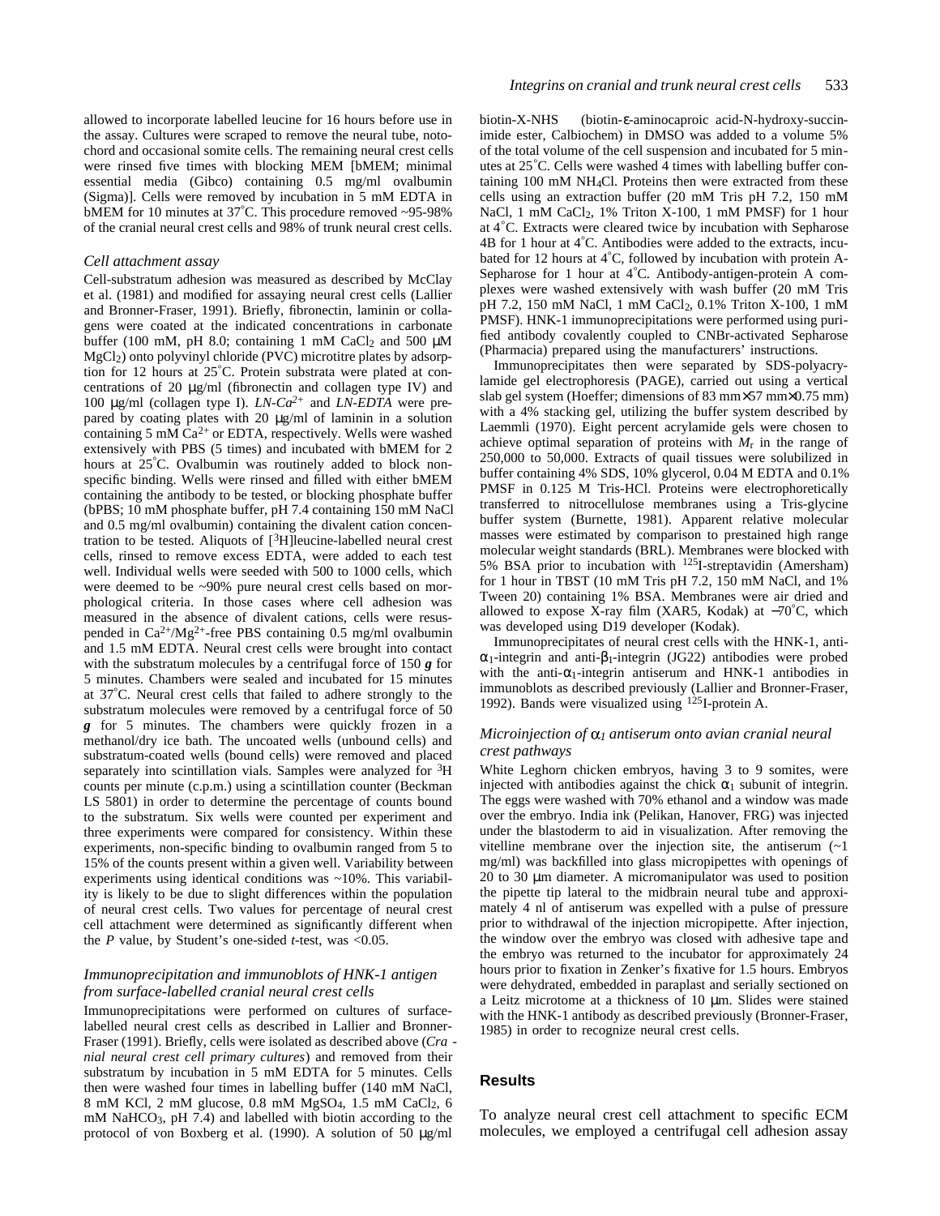allowed to incorporate labelled leucine for 16 hours before use in the assay. Cultures were scraped to remove the neural tube, notochord and occasional somite cells. The remaining neural crest cells were rinsed five times with blocking MEM [bMEM; minimal essential media (Gibco) containing 0.5 mg/ml ovalbumin (Sigma)]. Cells were removed by incubation in 5 mM EDTA in bMEM for 10 minutes at 37˚C. This procedure removed ~95-98% of the cranial neural crest cells and 98% of trunk neural crest cells.

### *Cell attachment assay*

Cell-substratum adhesion was measured as described by McClay et al. (1981) and modified for assaying neural crest cells (Lallier and Bronner-Fraser, 1991). Briefly, fibronectin, laminin or collagens were coated at the indicated concentrations in the carbonate buffer (100 mM, pH 8.0; containing 1 mM $CaCl_2$ and 500 μM $MgCl_2$) onto polyvinyl chloride (PVC) microtitre plates by adsorption for 12 hours at 25˚C. Protein substrata were plated at concentrations of 20 μg/ml (fibronectin and collagen type IV) and 100 μg/ml (collagen type I). *LN-Ca*$^{2+}$ and *LN-EDTA* were prepared by coating plates with 20 μg/ml of laminin in a solution containing 5 mM $Ca^{2+}$ or EDTA, respectively. Wells were washed extensively with PBS (5 times) and incubated with bMEM for 2 hours at 25˚C. Ovalbumin was routinely added to block nonspecific binding. Wells were rinsed and filled with either bMEM containing the antibody to be tested, or blocking phosphate buffer (bPBS; 10 mM phosphate buffer, pH 7.4 containing 150 mM NaCl and 0.5 mg/ml ovalbumin) containing the divalent cation concentration to be tested. Aliquots of [$^3$H]leucine-labelled neural crest cells, rinsed to remove excess EDTA, were added to each test well. Individual wells were seeded with 500 to 1000 cells, which were deemed to be ~90% pure neural crest cells based on morphological criteria. In those cases where cell adhesion was measured in the absence of divalent cations, cells were resuspended in $Ca^{2+}$/$Mg^{2+}$-free PBS containing 0.5 mg/ml ovalbumin and 1.5 mM EDTA. Neural crest cells were brought into contact with the substratum molecules by a centrifugal force of 150 ***g*** for 5 minutes. Chambers were sealed and incubated for 15 minutes at 37˚C. Neural crest cells that failed to adhere strongly to the substratum molecules were removed by a centrifugal force of 50 ***g*** for 5 minutes. The chambers were quickly frozen in a methanol/dry ice bath. The uncoated wells (unbound cells) and substratum-coated wells (bound cells) were removed and placed separately into scintillation vials. Samples were analyzed for $^3$H counts per minute (c.p.m.) using a scintillation counter (Beckman LS 5801) in order to determine the percentage of counts bound to the substratum. Six wells were counted per experiment and three experiments were compared for consistency. Within these experiments, non-specific binding to ovalbumin ranged from 5 to 15% of the counts present within a given well. Variability between experiments using identical conditions was ~10%. This variability is likely to be due to slight differences within the population of neural crest cells. Two values for percentage of neural crest cell attachment were determined as significantly different when the $P$ value, by Student's one-sided $t$-test, was <0.05.

### *Immunoprecipitation and immunoblots of HNK-1 antigen from surface-labelled cranial neural crest cells*

Immunoprecipitations were performed on cultures of surface-labelled neural crest cells as described in Lallier and Bronner-Fraser (1991). Briefly, cells were isolated as described above (*Cranial neural crest cell primary cultures*) and removed from their substratum by incubation in 5 mM EDTA for 5 minutes. Cells then were washed four times in labelling buffer (140 mM NaCl, 8 mM KCl, 2 mM glucose, 0.8 mM $MgSO_4$, 1.5 mM $CaCl_2$, 6 mM $NaHCO_3$, pH 7.4) and labelled with biotin according to the protocol of von Boxberg et al. (1990). A solution of 50 μg/ml biotin-X-NHS (biotin-ε-aminocaproic acid-N-hydroxy-succinimide ester, Calbiochem) in DMSO was added to a volume 5% of the total volume of the cell suspension and incubated for 5 minutes at 25˚C. Cells were washed 4 times with labelling buffer containing 100 mM $NH_4Cl$. Proteins then were extracted from these cells using an extraction buffer (20 mM Tris pH 7.2, 150 mM NaCl, 1 mM $CaCl_2$, 1% Triton X-100, 1 mM PMSF) for 1 hour at 4˚C. Extracts were cleared twice by incubation with Sepharose 4B for 1 hour at 4˚C. Antibodies were added to the extracts, incubated for 12 hours at 4˚C, followed by incubation with protein A-Sepharose for 1 hour at 4˚C. Antibody-antigen-protein A complexes were washed extensively with wash buffer (20 mM Tris pH 7.2, 150 mM NaCl, 1 mM $CaCl_2$, 0.1% Triton X-100, 1 mM PMSF). HNK-1 immunoprecipitations were performed using purified antibody covalently coupled to CNBr-activated Sepharose (Pharmacia) prepared using the manufacturers' instructions.

Immunoprecipitates then were separated by SDS-polyacrylamide gel electrophoresis (PAGE), carried out using a vertical slab gel system (Hoeffer; dimensions of 83 mm×57 mm×0.75 mm) with a 4% stacking gel, utilizing the buffer system described by Laemmli (1970). Eight percent acrylamide gels were chosen to achieve optimal separation of proteins with $M_r$ in the range of 250,000 to 50,000. Extracts of quail tissues were solubilized in buffer containing 4% SDS, 10% glycerol, 0.04 M EDTA and 0.1% PMSF in 0.125 M Tris-HCl. Proteins were electrophoretically transferred to nitrocellulose membranes using a Tris-glycine buffer system (Burnette, 1981). Apparent relative molecular masses were estimated by comparison to prestained high range molecular weight standards (BRL). Membranes were blocked with 5% BSA prior to incubation with $^{125}$I-streptavidin (Amersham) for 1 hour in TBST (10 mM Tris pH 7.2, 150 mM NaCl, and 1% Tween 20) containing 1% BSA. Membranes were air dried and allowed to expose X-ray film (XAR5, Kodak) at −70˚C, which was developed using D19 developer (Kodak).

Immunoprecipitates of neural crest cells with the HNK-1, anti-$\alpha_1$-integrin and anti-$\beta_1$-integrin (JG22) antibodies were probed with the anti-$\alpha_1$-integrin antiserum and HNK-1 antibodies in immunoblots as described previously (Lallier and Bronner-Fraser, 1992). Bands were visualized using $^{125}$I-protein A.

### *Microinjection of $\alpha_1$ antiserum onto avian cranial neural crest pathways*

White Leghorn chicken embryos, having 3 to 9 somites, were injected with antibodies against the chick $\alpha_1$ subunit of integrin. The eggs were washed with 70% ethanol and a window was made over the embryo. India ink (Pelikan, Hanover, FRG) was injected under the blastoderm to aid in visualization. After removing the vitelline membrane over the injection site, the antiserum (~1 mg/ml) was backfilled into glass micropipettes with openings of 20 to 30 μm diameter. A micromanipulator was used to position the pipette tip lateral to the midbrain neural tube and approximately 4 nl of antiserum was expelled with a pulse of pressure prior to withdrawal of the injection micropipette. After injection, the window over the embryo was closed with adhesive tape and the embryo was returned to the incubator for approximately 24 hours prior to fixation in Zenker's fixative for 1.5 hours. Embryos were dehydrated, embedded in paraplast and serially sectioned on a Leitz microtome at a thickness of 10 μm. Slides were stained with the HNK-1 antibody as described previously (Bronner-Fraser, 1985) in order to recognize neural crest cells.

## Results

To analyze neural crest cell attachment to specific ECM molecules, we employed a centrifugal cell adhesion assay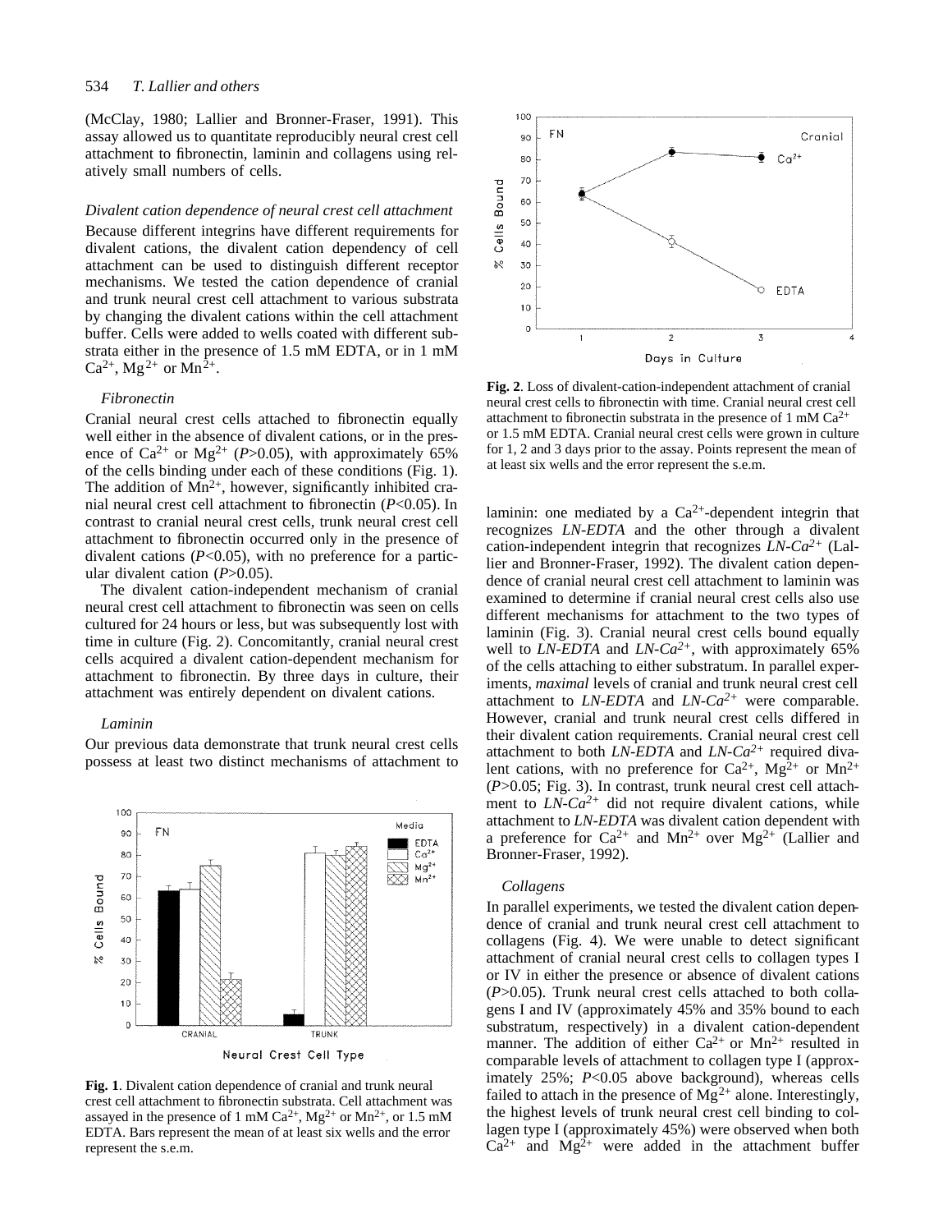(McClay, 1980; Lallier and Bronner-Fraser, 1991). This assay allowed us to quantitate reproducibly neural crest cell attachment to fibronectin, laminin and collagens using relatively small numbers of cells.

### Divalent cation dependence of neural crest cell attachment

Because different integrins have different requirements for divalent cations, the divalent cation dependency of cell attachment can be used to distinguish different receptor mechanisms. We tested the cation dependence of cranial and trunk neural crest cell attachment to various substrata by changing the divalent cations within the cell attachment buffer. Cells were added to wells coated with different substrata either in the presence of 1.5 mM EDTA, or in 1 mM $Ca^{2+}$, $Mg^{2+}$ or $Mn^{2+}$.

#### *Fibronectin*

Cranial neural crest cells attached to fibronectin equally well either in the absence of divalent cations, or in the presence of $Ca^{2+}$ or $Mg^{2+}$ ($P$>0.05), with approximately 65% of the cells binding under each of these conditions (Fig. 1). The addition of $Mn^{2+}$, however, significantly inhibited cranial neural crest cell attachment to fibronectin ($P$<0.05). In contrast to cranial neural crest cells, trunk neural crest cell attachment to fibronectin occurred only in the presence of divalent cations ($P$<0.05), with no preference for a particular divalent cation ($P$>0.05).

The divalent cation-independent mechanism of cranial neural crest cell attachment to fibronectin was seen on cells cultured for 24 hours or less, but was subsequently lost with time in culture (Fig. 2). Concomitantly, cranial neural crest cells acquired a divalent cation-dependent mechanism for attachment to fibronectin. By three days in culture, their attachment was entirely dependent on divalent cations.

#### *Laminin*

Our previous data demonstrate that trunk neural crest cells possess at least two distinct mechanisms of attachment to laminin: one mediated by a $Ca^{2+}$-dependent integrin that recognizes *LN-EDTA* and the other through a divalent cation-independent integrin that recognizes *LN-Ca*$^{2+}$ (Lallier and Bronner-Fraser, 1992). The divalent cation dependence of cranial neural crest cell attachment to laminin was examined to determine if cranial neural crest cells also use different mechanisms for attachment to the two types of laminin (Fig. 3). Cranial neural crest cells bound equally well to *LN-EDTA* and *LN-Ca*$^{2+}$, with approximately 65% of the cells attaching to either substratum. In parallel experiments, *maximal* levels of cranial and trunk neural crest cell attachment to *LN-EDTA* and *LN-Ca*$^{2+}$ were comparable. However, cranial and trunk neural crest cells differed in their divalent cation requirements. Cranial neural crest cell attachment to both *LN-EDTA* and *LN-Ca*$^{2+}$ required divalent cations, with no preference for $Ca^{2+}$, $Mg^{2+}$ or $Mn^{2+}$ ($P$>0.05; Fig. 3). In contrast, trunk neural crest cell attachment to *LN-Ca*$^{2+}$ did not require divalent cations, while attachment to *LN-EDTA* was divalent cation dependent with a preference for $Ca^{2+}$ and $Mn^{2+}$ over $Mg^{2+}$ (Lallier and Bronner-Fraser, 1992).

#### *Collagens*

In parallel experiments, we tested the divalent cation dependence of cranial and trunk neural crest cell attachment to collagens (Fig. 4). We were unable to detect significant attachment of cranial neural crest cells to collagen types I or IV in either the presence or absence of divalent cations ($P$>0.05). Trunk neural crest cells attached to both collagens I and IV (approximately 45% and 35% bound to each substratum, respectively) in a divalent cation-dependent manner. The addition of either $Ca^{2+}$ or $Mn^{2+}$ resulted in comparable levels of attachment to collagen type I (approximately 25%; $P$<0.05 above background), whereas cells failed to attach in the presence of $Mg^{2+}$ alone. Interestingly, the highest levels of trunk neural crest cell binding to collagen type I (approximately 45%) were observed when both $Ca^{2+}$ and $Mg^{2+}$ were added in the attachment buffer

**Fig. 2**. Loss of divalent-cation-independent attachment of cranial neural crest cells to fibronectin with time. Cranial neural crest cell attachment to fibronectin substrata in the presence of 1 mM $Ca^{2+}$ or 1.5 mM EDTA. Cranial neural crest cells were grown in culture for 1, 2 and 3 days prior to the assay. Points represent the mean of at least six wells and the error represent the s.e.m.

**Fig. 1**. Divalent cation dependence of cranial and trunk neural crest cell attachment to fibronectin substrata. Cell attachment was assayed in the presence of 1 mM $Ca^{2+}$, $Mg^{2+}$ or $Mn^{2+}$, or 1.5 mM EDTA. Bars represent the mean of at least six wells and the error represent the s.e.m.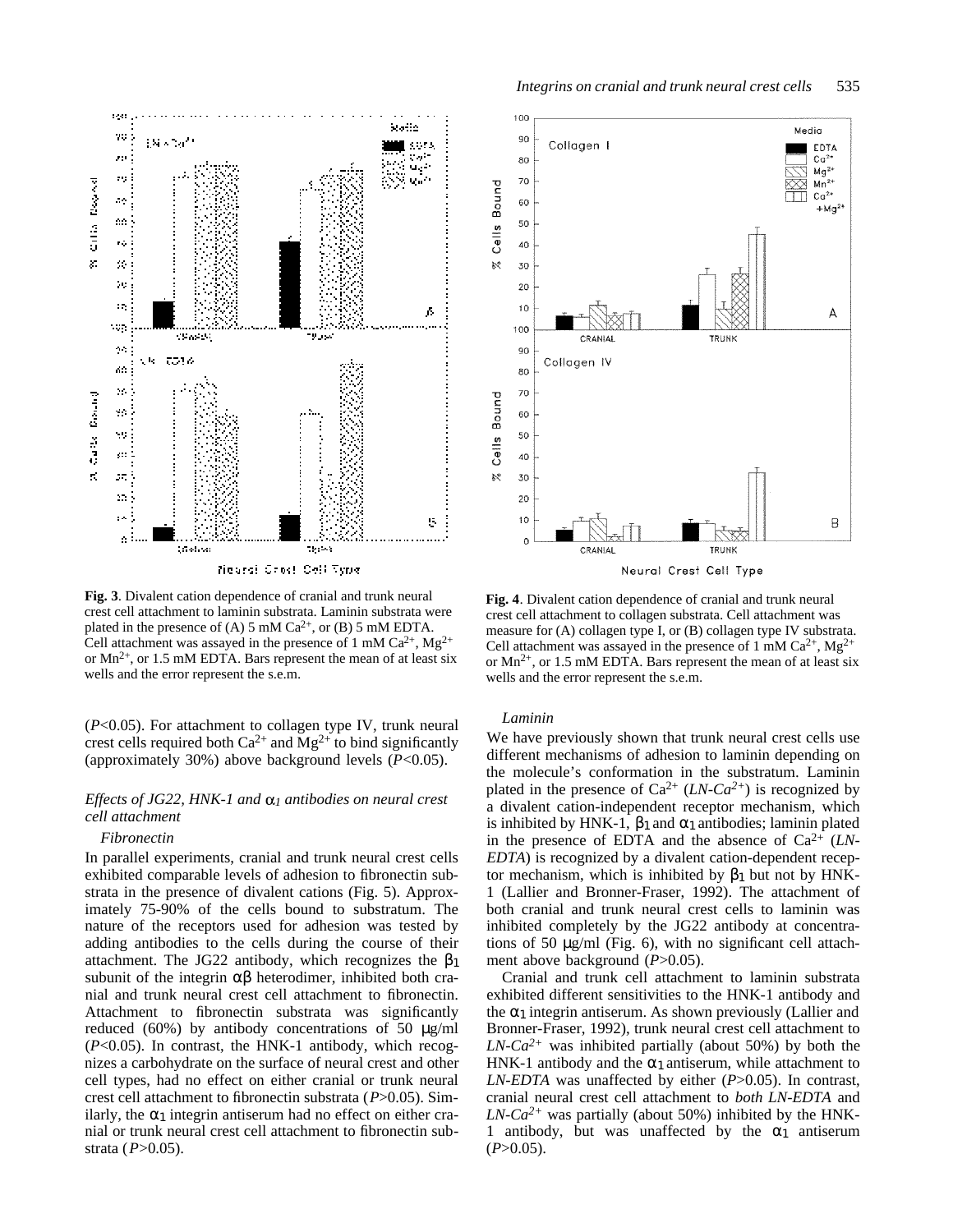**Fig. 3**. Divalent cation dependence of cranial and trunk neural crest cell attachment to laminin substrata. Laminin substrata were plated in the presence of (A) 5 mM $Ca^{2+}$, or (B) 5 mM EDTA. Cell attachment was assayed in the presence of 1 mM $Ca^{2+}$, $Mg^{2+}$ or $Mn^{2+}$, or 1.5 mM EDTA. Bars represent the mean of at least six wells and the error represent the s.e.m.

**Fig. 4**. Divalent cation dependence of cranial and trunk neural crest cell attachment to collagen substrata. Cell attachment was measure for (A) collagen type I, or (B) collagen type IV substrata. Cell attachment was assayed in the presence of 1 mM $Ca^{2+}$, $Mg^{2+}$ or $Mn^{2+}$, or 1.5 mM EDTA. Bars represent the mean of at least six wells and the error represent the s.e.m.

($P<0.05$). For attachment to collagen type IV, trunk neural crest cells required both $Ca^{2+}$ and $Mg^{2+}$ to bind significantly (approximately 30%) above background levels ($P<0.05$).

### *Effects of JG22, HNK-1 and $\alpha_1$ antibodies on neural crest cell attachment*

#### *Fibronectin*

In parallel experiments, cranial and trunk neural crest cells exhibited comparable levels of adhesion to fibronectin substrata in the presence of divalent cations (Fig. 5). Approximately 75-90% of the cells bound to substratum. The nature of the receptors used for adhesion was tested by adding antibodies to the cells during the course of their attachment. The JG22 antibody, which recognizes the $\beta_1$ subunit of the integrin $\alpha\beta$ heterodimer, inhibited both cranial and trunk neural crest cell attachment to fibronectin. Attachment to fibronectin substrata was significantly reduced (60%) by antibody concentrations of 50 μg/ml ($P<0.05$). In contrast, the HNK-1 antibody, which recognizes a carbohydrate on the surface of neural crest and other cell types, had no effect on either cranial or trunk neural crest cell attachment to fibronectin substrata ($P>0.05$). Similarly, the $\alpha_1$ integrin antiserum had no effect on either cranial or trunk neural crest cell attachment to fibronectin substrata ($P>0.05$).

#### *Laminin*

We have previously shown that trunk neural crest cells use different mechanisms of adhesion to laminin depending on the molecule's conformation in the substratum. Laminin plated in the presence of $Ca^{2+}$ (*LN-$Ca^{2+}$*) is recognized by a divalent cation-independent receptor mechanism, which is inhibited by HNK-1, $\beta_1$ and $\alpha_1$ antibodies; laminin plated in the presence of EDTA and the absence of $Ca^{2+}$ (*LN-EDTA*) is recognized by a divalent cation-dependent receptor mechanism, which is inhibited by $\beta_1$ but not by HNK-1 (Lallier and Bronner-Fraser, 1992). The attachment of both cranial and trunk neural crest cells to laminin was inhibited completely by the JG22 antibody at concentrations of 50 μg/ml (Fig. 6), with no significant cell attachment above background ($P>0.05$).

Cranial and trunk cell attachment to laminin substrata exhibited different sensitivities to the HNK-1 antibody and the $\alpha_1$ integrin antiserum. As shown previously (Lallier and Bronner-Fraser, 1992), trunk neural crest cell attachment to *LN-$Ca^{2+}$* was inhibited partially (about 50%) by both the HNK-1 antibody and the $\alpha_1$ antiserum, while attachment to *LN-EDTA* was unaffected by either ($P>0.05$). In contrast, cranial neural crest cell attachment to *both LN-EDTA* and *LN-$Ca^{2+}$* was partially (about 50%) inhibited by the HNK-1 antibody, but was unaffected by the $\alpha_1$ antiserum ($P>0.05$).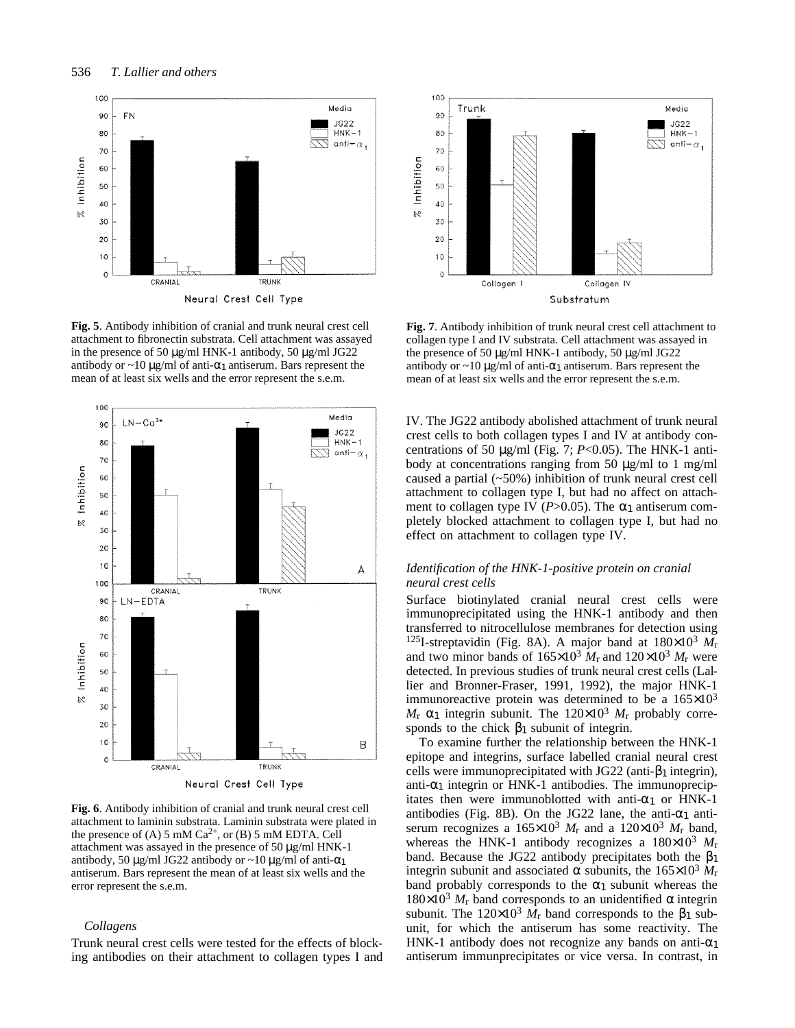**Fig. 5**. Antibody inhibition of cranial and trunk neural crest cell attachment to fibronectin substrata. Cell attachment was assayed in the presence of 50 μg/ml HNK-1 antibody, 50 μg/ml JG22 antibody or ~10 μg/ml of anti-$\alpha_1$ antiserum. Bars represent the mean of at least six wells and the error represent the s.e.m.

**Fig. 6**. Antibody inhibition of cranial and trunk neural crest cell attachment to laminin substrata. Laminin substrata were plated in the presence of (A) 5 mM $Ca^{2+}$, or (B) 5 mM EDTA. Cell attachment was assayed in the presence of 50 μg/ml HNK-1 antibody, 50 μg/ml JG22 antibody or ~10 μg/ml of anti-$\alpha_1$ antiserum. Bars represent the mean of at least six wells and the error represent the s.e.m.

### *Collagens*

Trunk neural crest cells were tested for the effects of blocking antibodies on their attachment to collagen types I and IV. The JG22 antibody abolished attachment of trunk neural crest cells to both collagen types I and IV at antibody concentrations of 50 μg/ml (Fig. 7; $P<0.05$). The HNK-1 antibody at concentrations ranging from 50 μg/ml to 1 mg/ml caused a partial (~50%) inhibition of trunk neural crest cell attachment to collagen type I, but had no affect on attachment to collagen type IV ($P>0.05$). The $\alpha_1$ antiserum completely blocked attachment to collagen type I, but had no effect on attachment to collagen type IV.

**Fig. 7**. Antibody inhibition of trunk neural crest cell attachment to collagen type I and IV substrata. Cell attachment was assayed in the presence of 50 μg/ml HNK-1 antibody, 50 μg/ml JG22 antibody or ~10 μg/ml of anti-$\alpha_1$ antiserum. Bars represent the mean of at least six wells and the error represent the s.e.m.

### *Identification of the HNK-1-positive protein on cranial neural crest cells*

Surface biotinylated cranial neural crest cells were immunoprecipitated using the HNK-1 antibody and then transferred to nitrocellulose membranes for detection using $^{125}$I-streptavidin (Fig. 8A). A major band at $180\times10^3$ $M_r$ and two minor bands of $165\times10^3$ $M_r$ and $120\times10^3$ $M_r$ were detected. In previous studies of trunk neural crest cells (Lallier and Bronner-Fraser, 1991, 1992), the major HNK-1 immunoreactive protein was determined to be a $165\times10^3$ $M_r$ $\alpha_1$ integrin subunit. The $120\times10^3$ $M_r$ probably corresponds to the chick $\beta_1$ subunit of integrin.

To examine further the relationship between the HNK-1 epitope and integrins, surface labelled cranial neural crest cells were immunoprecipitated with JG22 (anti-$\beta_1$ integrin), anti-$\alpha_1$ integrin or HNK-1 antibodies. The immunoprecipitates then were immunoblotted with anti-$\alpha_1$ or HNK-1 antibodies (Fig. 8B). On the JG22 lane, the anti-$\alpha_1$ antiserum recognizes a $165\times10^3$ $M_r$ and a $120\times10^3$ $M_r$ band, whereas the HNK-1 antibody recognizes a $180\times10^3$ $M_r$ band. Because the JG22 antibody precipitates both the $\beta_1$ integrin subunit and associated $\alpha$ subunits, the $165\times10^3$ $M_r$ band probably corresponds to the $\alpha_1$ subunit whereas the $180\times10^3$ $M_r$ band corresponds to an unidentified $\alpha$ integrin subunit. The $120\times10^3$ $M_r$ band corresponds to the $\beta_1$ subunit, for which the antiserum has some reactivity. The HNK-1 antibody does not recognize any bands on anti-$\alpha_1$ antiserum immunprecipitates or vice versa. In contrast, in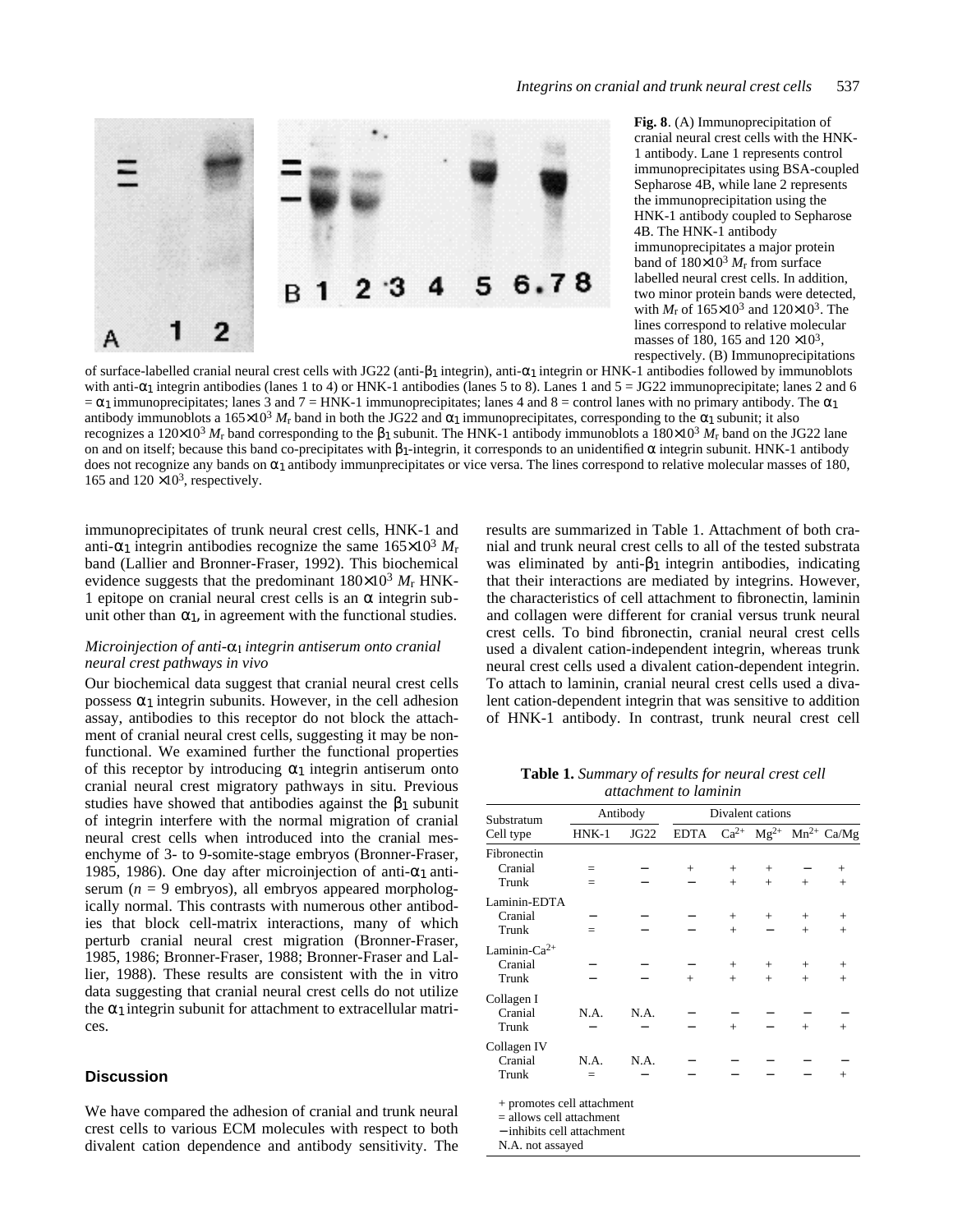**Fig. 8**. (A) Immunoprecipitation of cranial neural crest cells with the HNK-1 antibody. Lane 1 represents control immunoprecipitates using BSA-coupled Sepharose 4B, while lane 2 represents the immunoprecipitation using the HNK-1 antibody coupled to Sepharose 4B. The HNK-1 antibody immunoprecipitates a major protein band of $180\times10^3$ $M_r$ from surface labelled neural crest cells. In addition, two minor protein bands were detected, with $M_r$ of $165\times10^3$ and $120\times10^3$. The lines correspond to relative molecular masses of 180, 165 and 120 $\times10^3$, respectively. (B) Immunoprecipitations of surface-labelled cranial neural crest cells with JG22 (anti-$\beta_1$ integrin), anti-$\alpha_1$ integrin or HNK-1 antibodies followed by immunoblots with anti-$\alpha_1$ integrin antibodies (lanes 1 to 4) or HNK-1 antibodies (lanes 5 to 8). Lanes 1 and 5 = JG22 immunoprecipitate; lanes 2 and 6 = $\alpha_1$ immunoprecipitates; lanes 3 and 7 = HNK-1 immunoprecipitates; lanes 4 and 8 = control lanes with no primary antibody. The $\alpha_1$ antibody immunoblots a $165\times10^3$ $M_r$ band in both the JG22 and $\alpha_1$ immunoprecipitates, corresponding to the $\alpha_1$ subunit; it also recognizes a $120\times10^3$ $M_r$ band corresponding to the $\beta_1$ subunit. The HNK-1 antibody immunoblots a $180\times10^3$ $M_r$ band on the JG22 lane on and on itself; because this band co-precipitates with $\beta_1$-integrin, it corresponds to an unidentified $\alpha$ integrin subunit. HNK-1 antibody does not recognize any bands on $\alpha_1$ antibody immunprecipitates or vice versa. The lines correspond to relative molecular masses of 180, 165 and 120 $\times10^3$, respectively.

immunoprecipitates of trunk neural crest cells, HNK-1 and anti-$\alpha_1$ integrin antibodies recognize the same $165\times10^3$ $M_r$ band (Lallier and Bronner-Fraser, 1992). This biochemical evidence suggests that the predominant $180\times10^3$ $M_r$ HNK-1 epitope on cranial neural crest cells is an $\alpha$ integrin subunit other than $\alpha_1$, in agreement with the functional studies.

### *Microinjection of anti-$\alpha_1$ integrin antiserum onto cranial neural crest pathways in vivo*

Our biochemical data suggest that cranial neural crest cells possess $\alpha_1$ integrin subunits. However, in the cell adhesion assay, antibodies to this receptor do not block the attachment of cranial neural crest cells, suggesting it may be nonfunctional. We examined further the functional properties of this receptor by introducing $\alpha_1$ integrin antiserum onto cranial neural crest migratory pathways in situ. Previous studies have showed that antibodies against the $\beta_1$ subunit of integrin interfere with the normal migration of cranial neural crest cells when introduced into the cranial mesenchyme of 3- to 9-somite-stage embryos (Bronner-Fraser, 1985, 1986). One day after microinjection of anti-$\alpha_1$ antiserum ($n$ = 9 embryos), all embryos appeared morphologically normal. This contrasts with numerous other antibodies that block cell-matrix interactions, many of which perturb cranial neural crest migration (Bronner-Fraser, 1985, 1986; Bronner-Fraser, 1988; Bronner-Fraser and Lallier, 1988). These results are consistent with the in vitro data suggesting that cranial neural crest cells do not utilize the $\alpha_1$ integrin subunit for attachment to extracellular matrices.

## Discussion

We have compared the adhesion of cranial and trunk neural crest cells to various ECM molecules with respect to both divalent cation dependence and antibody sensitivity. The results are summarized in Table 1. Attachment of both cranial and trunk neural crest cells to all of the tested substrata was eliminated by anti-$\beta_1$ integrin antibodies, indicating that their interactions are mediated by integrins. However, the characteristics of cell attachment to fibronectin, laminin and collagen were different for cranial versus trunk neural crest cells. To bind fibronectin, cranial neural crest cells used a divalent cation-independent integrin, whereas trunk neural crest cells used a divalent cation-dependent integrin. To attach to laminin, cranial neural crest cells used a divalent cation-dependent integrin that was sensitive to addition of HNK-1 antibody. In contrast, trunk neural crest cell

**Table 1.** *Summary of results for neural crest cell attachment to laminin*

| Substratum | Antibody | | Divalent cations | | | | |
|---|---|---|---|---|---|---|---|
| Cell type | HNK-1 | JG22 | EDTA | $Ca^{2+}$ | $Mg^{2+}$ | $Mn^{2+}$ | Ca/Mg |
| Fibronectin | | | | | | | |
| Cranial | = | − | + | + | + | − | + |
| Trunk | = | − | − | + | + | + | + |
| Laminin-EDTA | | | | | | | |
| Cranial | − | − | − | + | + | + | + |
| Trunk | = | − | − | + | − | + | + |
| Laminin-$Ca^{2+}$ | | | | | | | |
| Cranial | − | − | − | + | + | + | + |
| Trunk | − | − | + | + | + | + | + |
| Collagen I | | | | | | | |
| Cranial | N.A. | N.A. | − | − | − | − | − |
| Trunk | − | − | − | + | − | + | + |
| Collagen IV | | | | | | | |
| Cranial | N.A. | N.A. | − | − | − | − | − |
| Trunk | = | − | − | − | − | − | + |

+ promotes cell attachment
= allows cell attachment
− inhibits cell attachment
N.A. not assayed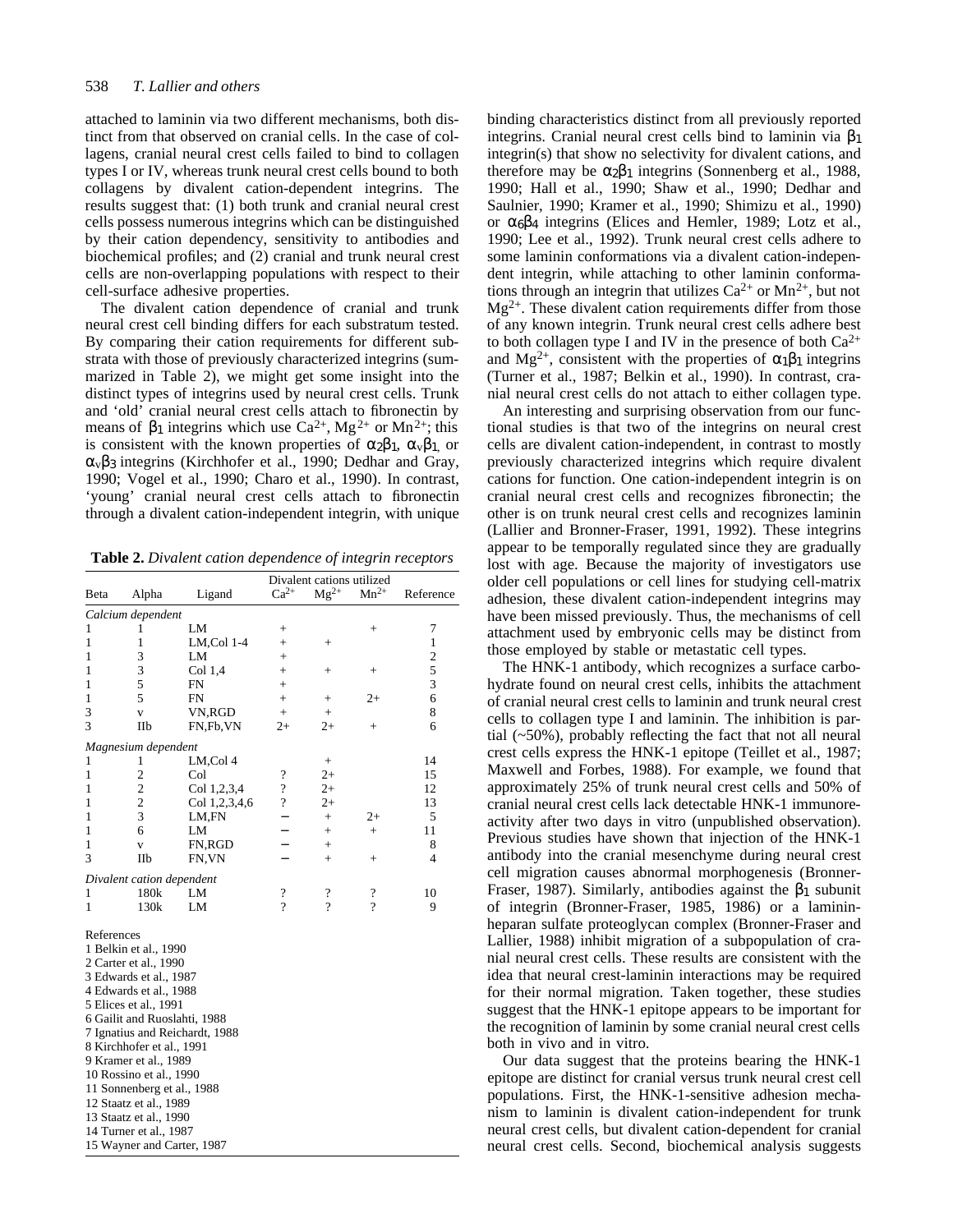attached to laminin via two different mechanisms, both distinct from that observed on cranial cells. In the case of collagens, cranial neural crest cells failed to bind to collagen types I or IV, whereas trunk neural crest cells bound to both collagens by divalent cation-dependent integrins. The results suggest that: (1) both trunk and cranial neural crest cells possess numerous integrins which can be distinguished by their cation dependency, sensitivity to antibodies and biochemical profiles; and (2) cranial and trunk neural crest cells are non-overlapping populations with respect to their cell-surface adhesive properties.

The divalent cation dependence of cranial and trunk neural crest cell binding differs for each substratum tested. By comparing their cation requirements for different substrata with those of previously characterized integrins (summarized in Table 2), we might get some insight into the distinct types of integrins used by neural crest cells. Trunk and 'old' cranial neural crest cells attach to fibronectin by means of $\beta_1$ integrins which use $Ca^{2+}$, $Mg^{2+}$ or $Mn^{2+}$; this is consistent with the known properties of $\alpha_2\beta_1$, $\alpha_v\beta_1$, or $\alpha_v\beta_3$ integrins (Kirchhofer et al., 1990; Dedhar and Gray, 1990; Vogel et al., 1990; Charo et al., 1990). In contrast, 'young' cranial neural crest cells attach to fibronectin through a divalent cation-independent integrin, with unique binding characteristics distinct from all previously reported integrins. Cranial neural crest cells bind to laminin via $\beta_1$ integrin(s) that show no selectivity for divalent cations, and therefore may be $\alpha_2\beta_1$ integrins (Sonnenberg et al., 1988, 1990; Hall et al., 1990; Shaw et al., 1990; Dedhar and Saulnier, 1990; Kramer et al., 1990; Shimizu et al., 1990) or $\alpha_6\beta_4$ integrins (Elices and Hemler, 1989; Lotz et al., 1990; Lee et al., 1992). Trunk neural crest cells adhere to some laminin conformations via a divalent cation-independent integrin, while attaching to other laminin conformations through an integrin that utilizes $Ca^{2+}$ or $Mn^{2+}$, but not $Mg^{2+}$. These divalent cation requirements differ from those of any known integrin. Trunk neural crest cells adhere best to both collagen type I and IV in the presence of both $Ca^{2+}$ and $Mg^{2+}$, consistent with the properties of $\alpha_1\beta_1$ integrins (Turner et al., 1987; Belkin et al., 1990). In contrast, cranial neural crest cells do not attach to either collagen type.

**Table 2.** *Divalent cation dependence of integrin receptors*

| Beta | Alpha | Ligand | $Ca^{2+}$ | $Mg^{2+}$ | $Mn^{2+}$ | Reference |
|---|---|---|---|---|---|---|
| *Calcium dependent* | | | | | | |
| 1 | 1 | LM | + | | + | 7 |
| 1 | 1 | LM,Col 1-4 | + | + | | 1 |
| 1 | 3 | LM | + | | | 2 |
| 1 | 3 | Col 1,4 | + | + | + | 5 |
| 1 | 5 | FN | + | | | 3 |
| 1 | 5 | FN | + | + | 2+ | 6 |
| 3 | v | VN,RGD | + | + | | 8 |
| 3 | IIb | FN,Fb,VN | 2+ | 2+ | + | 6 |
| *Magnesium dependent* | | | | | | |
| 1 | 1 | LM,Col 4 | | + | | 14 |
| 1 | 2 | Col | ? | 2+ | | 15 |
| 1 | 2 | Col 1,2,3,4 | ? | 2+ | | 12 |
| 1 | 2 | Col 1,2,3,4,6 | ? | 2+ | | 13 |
| 1 | 3 | LM,FN | − | + | 2+ | 5 |
| 1 | 6 | LM | − | + | + | 11 |
| 1 | v | FN,RGD | − | + | | 8 |
| 3 | IIb | FN,VN | − | + | + | 4 |
| *Divalent cation dependent* | | | | | | |
| 1 | 180k | LM | ? | ? | ? | 10 |
| 1 | 130k | LM | ? | ? | ? | 9 |

References
1 Belkin et al., 1990
2 Carter et al., 1990
3 Edwards et al., 1987
4 Edwards et al., 1988
5 Elices et al., 1991
6 Gailit and Ruoslahti, 1988
7 Ignatius and Reichardt, 1988
8 Kirchhofer et al., 1991
9 Kramer et al., 1989
10 Rossino et al., 1990
11 Sonnenberg et al., 1988
12 Staatz et al., 1989
13 Staatz et al., 1990
14 Turner et al., 1987
15 Wayner and Carter, 1987

An interesting and surprising observation from our functional studies is that two of the integrins on neural crest cells are divalent cation-independent, in contrast to mostly previously characterized integrins which require divalent cations for function. One cation-independent integrin is on cranial neural crest cells and recognizes fibronectin; the other is on trunk neural crest cells and recognizes laminin (Lallier and Bronner-Fraser, 1991, 1992). These integrins appear to be temporally regulated since they are gradually lost with age. Because the majority of investigators use older cell populations or cell lines for studying cell-matrix adhesion, these divalent cation-independent integrins may have been missed previously. Thus, the mechanisms of cell attachment used by embryonic cells may be distinct from those employed by stable or metastatic cell types.

The HNK-1 antibody, which recognizes a surface carbohydrate found on neural crest cells, inhibits the attachment of cranial neural crest cells to laminin and trunk neural crest cells to collagen type I and laminin. The inhibition is partial (~50%), probably reflecting the fact that not all neural crest cells express the HNK-1 epitope (Teillet et al., 1987; Maxwell and Forbes, 1988). For example, we found that approximately 25% of trunk neural crest cells and 50% of cranial neural crest cells lack detectable HNK-1 immunoreactivity after two days in vitro (unpublished observation). Previous studies have shown that injection of the HNK-1 antibody into the cranial mesenchyme during neural crest cell migration causes abnormal morphogenesis (Bronner-Fraser, 1987). Similarly, antibodies against the $\beta_1$ subunit of integrin (Bronner-Fraser, 1985, 1986) or a laminin-heparan sulfate proteoglycan complex (Bronner-Fraser and Lallier, 1988) inhibit migration of a subpopulation of cranial neural crest cells. These results are consistent with the idea that neural crest-laminin interactions may be required for their normal migration. Taken together, these studies suggest that the HNK-1 epitope appears to be important for the recognition of laminin by some cranial neural crest cells both in vivo and in vitro.

Our data suggest that the proteins bearing the HNK-1 epitope are distinct for cranial versus trunk neural crest cell populations. First, the HNK-1-sensitive adhesion mechanism to laminin is divalent cation-independent for trunk neural crest cells, but divalent cation-dependent for cranial neural crest cells. Second, biochemical analysis suggests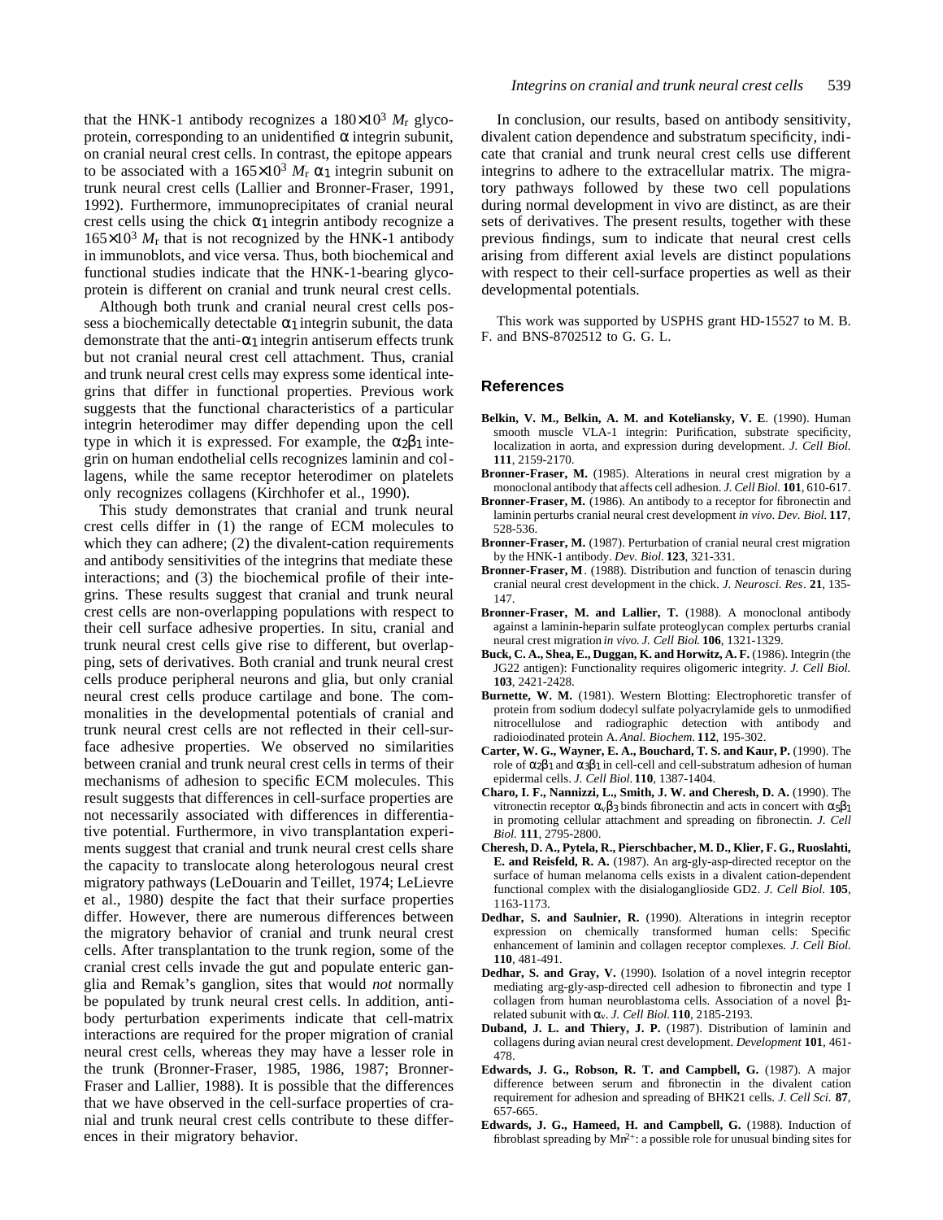that the HNK-1 antibody recognizes a $180\times10^3$ $M_r$ glycoprotein, corresponding to an unidentified α integrin subunit, on cranial neural crest cells. In contrast, the epitope appears to be associated with a $165\times10^3$ $M_r$ $\alpha_1$ integrin subunit on trunk neural crest cells (Lallier and Bronner-Fraser, 1991, 1992). Furthermore, immunoprecipitates of cranial neural crest cells using the chick $\alpha_1$ integrin antibody recognize a $165\times10^3$ $M_r$ that is not recognized by the HNK-1 antibody in immunoblots, and vice versa. Thus, both biochemical and functional studies indicate that the HNK-1-bearing glycoprotein is different on cranial and trunk neural crest cells.

Although both trunk and cranial neural crest cells possess a biochemically detectable $\alpha_1$ integrin subunit, the data demonstrate that the anti-$\alpha_1$ integrin antiserum effects trunk but not cranial neural crest cell attachment. Thus, cranial and trunk neural crest cells may express some identical integrins that differ in functional properties. Previous work suggests that the functional characteristics of a particular integrin heterodimer may differ depending upon the cell type in which it is expressed. For example, the $\alpha_2\beta_1$ integrin on human endothelial cells recognizes laminin and collagens, while the same receptor heterodimer on platelets only recognizes collagens (Kirchhofer et al., 1990).

This study demonstrates that cranial and trunk neural crest cells differ in (1) the range of ECM molecules to which they can adhere; (2) the divalent-cation requirements and antibody sensitivities of the integrins that mediate these interactions; and (3) the biochemical profile of their integrins. These results suggest that cranial and trunk neural crest cells are non-overlapping populations with respect to their cell surface adhesive properties. In situ, cranial and trunk neural crest cells give rise to different, but overlapping, sets of derivatives. Both cranial and trunk neural crest cells produce peripheral neurons and glia, but only cranial neural crest cells produce cartilage and bone. The commonalities in the developmental potentials of cranial and trunk neural crest cells are not reflected in their cell-surface adhesive properties. We observed no similarities between cranial and trunk neural crest cells in terms of their mechanisms of adhesion to specific ECM molecules. This result suggests that differences in cell-surface properties are not necessarily associated with differences in differentiative potential. Furthermore, in vivo transplantation experiments suggest that cranial and trunk neural crest cells share the capacity to translocate along heterologous neural crest migratory pathways (LeDouarin and Teillet, 1974; LeLievre et al., 1980) despite the fact that their surface properties differ. However, there are numerous differences between the migratory behavior of cranial and trunk neural crest cells. After transplantation to the trunk region, some of the cranial crest cells invade the gut and populate enteric ganglia and Remak's ganglion, sites that would *not* normally be populated by trunk neural crest cells. In addition, antibody perturbation experiments indicate that cell-matrix interactions are required for the proper migration of cranial neural crest cells, whereas they may have a lesser role in the trunk (Bronner-Fraser, 1985, 1986, 1987; Bronner-Fraser and Lallier, 1988). It is possible that the differences that we have observed in the cell-surface properties of cranial and trunk neural crest cells contribute to these differences in their migratory behavior.

In conclusion, our results, based on antibody sensitivity, divalent cation dependence and substratum specificity, indicate that cranial and trunk neural crest cells use different integrins to adhere to the extracellular matrix. The migratory pathways followed by these two cell populations during normal development in vivo are distinct, as are their sets of derivatives. The present results, together with these previous findings, sum to indicate that neural crest cells arising from different axial levels are distinct populations with respect to their cell-surface properties as well as their developmental potentials.

This work was supported by USPHS grant HD-15527 to M. B. F. and BNS-8702512 to G. G. L.

## References

**Belkin, V. M., Belkin, A. M. and Koteliansky, V. E.** (1990). Human smooth muscle VLA-1 integrin: Purification, substrate specificity, localization in aorta, and expression during development. *J. Cell Biol.* **111**, 2159-2170.

**Bronner-Fraser, M.** (1985). Alterations in neural crest migration by a monoclonal antibody that affects cell adhesion. *J. Cell Biol.* **101**, 610-617.

**Bronner-Fraser, M.** (1986). An antibody to a receptor for fibronectin and laminin perturbs cranial neural crest development *in vivo*. *Dev. Biol.* **117**, 528-536.

**Bronner-Fraser, M.** (1987). Perturbation of cranial neural crest migration by the HNK-1 antibody. *Dev. Biol.* **123**, 321-331.

**Bronner-Fraser, M**. (1988). Distribution and function of tenascin during cranial neural crest development in the chick. *J. Neurosci. Res*. **21**, 135-147.

**Bronner-Fraser, M. and Lallier, T.** (1988). A monoclonal antibody against a laminin-heparin sulfate proteoglycan complex perturbs cranial neural crest migration *in vivo. J. Cell Biol.* **106**, 1321-1329.

**Buck, C. A., Shea, E., Duggan, K. and Horwitz, A. F.** (1986). Integrin (the JG22 antigen): Functionality requires oligomeric integrity. *J. Cell Biol.* **103**, 2421-2428.

**Burnette, W. M.** (1981). Western Blotting: Electrophoretic transfer of protein from sodium dodecyl sulfate polyacrylamide gels to unmodified nitrocellulose and radiographic detection with antibody and radioiodinated protein A. *Anal. Biochem.* **112**, 195-302.

**Carter, W. G., Wayner, E. A., Bouchard, T. S. and Kaur, P.** (1990). The role of $\alpha_2\beta_1$ and $\alpha_3\beta_1$ in cell-cell and cell-substratum adhesion of human epidermal cells. *J. Cell Biol.* **110**, 1387-1404.

**Charo, I. F., Nannizzi, L., Smith, J. W. and Cheresh, D. A.** (1990). The vitronectin receptor $\alpha_v\beta_3$ binds fibronectin and acts in concert with $\alpha_5\beta_1$ in promoting cellular attachment and spreading on fibronectin. *J. Cell Biol.* **111**, 2795-2800.

**Cheresh, D. A., Pytela, R., Pierschbacher, M. D., Klier, F. G., Ruoslahti, E. and Reisfeld, R. A.** (1987). An arg-gly-asp-directed receptor on the surface of human melanoma cells exists in a divalent cation-dependent functional complex with the disialoganglioside GD2. *J. Cell Biol.* **105**, 1163-1173.

**Dedhar, S. and Saulnier, R.** (1990). Alterations in integrin receptor expression on chemically transformed human cells: Specific enhancement of laminin and collagen receptor complexes. *J. Cell Biol.* **110**, 481-491.

**Dedhar, S. and Gray, V.** (1990). Isolation of a novel integrin receptor mediating arg-gly-asp-directed cell adhesion to fibronectin and type I collagen from human neuroblastoma cells. Association of a novel $\beta_1$-related subunit with $\alpha_v$. *J. Cell Biol.* **110**, 2185-2193.

**Duband, J. L. and Thiery, J. P.** (1987). Distribution of laminin and collagens during avian neural crest development. *Development* **101**, 461-478.

**Edwards, J. G., Robson, R. T. and Campbell, G.** (1987). A major difference between serum and fibronectin in the divalent cation requirement for adhesion and spreading of BHK21 cells. *J. Cell Sci.* **87**, 657-665.

**Edwards, J. G., Hameed, H. and Campbell, G.** (1988). Induction of fibroblast spreading by $Mn^{2+}$: a possible role for unusual binding sites for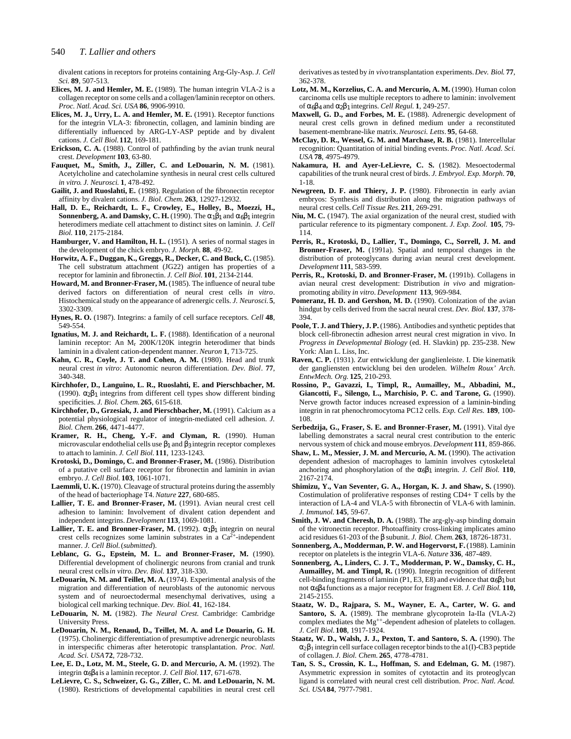divalent cations in receptors for proteins containing Arg-Gly-Asp. *J. Cell Sci.* **89**, 507-513.

**Elices, M. J. and Hemler, M. E.** (1989). The human integrin VLA-2 is a collagen receptor on some cells and a collagen/laminin receptor on others. *Proc. Natl. Acad. Sci. USA* **86**, 9906-9910.

**Elices, M. J., Urry, L. A. and Hemler, M. E.** (1991). Receptor functions for the integrin VLA-3: fibronectin, collagen, and laminin binding are differentially influenced by ARG-LY-ASP peptide and by divalent cations. *J. Cell Biol.* **112**, 169-181.

**Erickson, C. A.** (1988). Control of pathfinding by the avian trunk neural crest. *Development* **103**, 63-80.

**Fauquet, M., Smith, J., Ziller, C. and LeDouarin, N. M.** (1981). Acetylcholine and catecholamine synthesis in neural crest cells cultured *in vitro*. *J. Neurosci.* **1**, 478-492.

**Gailit, J. and Ruoslahti, E.** (1988). Regulation of the fibronectin receptor affinity by divalent cations. *J. Biol. Chem.* **263**, 12927-12932.

**Hall, D. E., Reichardt, L. F., Crowley, E., Holley, B., Moezzi, H., Sonnenberg, A. and Damsky, C. H.** (1990). The $\alpha_1\beta_1$ and $\alpha_6\beta_1$ integrin heterodimers mediate cell attachment to distinct sites on laminin. *J. Cell Biol.* **110**, 2175-2184.

**Hamburger, V. and Hamilton, H. L.** (1951). A series of normal stages in the development of the chick embryo. *J. Morph.* **88**, 49-92.

**Horwitz, A. F., Duggan, K., Greggs, R., Decker, C. and Buck, C.** (1985). The cell substratum attachment (JG22) antigen has properties of a receptor for laminin and fibronectin. *J. Cell Biol.* **101**, 2134-2144.

**Howard, M. and Bronner-Fraser, M.** (1985). The influence of neural tube derived factors on differentiation of neural crest cells *in vitro*. Histochemical study on the appearance of adrenergic cells. *J. Neurosci.* **5**, 3302-3309.

**Hynes, R. O.** (1987). Integrins: a family of cell surface receptors. *Cell* **48**, 549-554.

**Ignatius, M. J. and Reichardt, L. F.** (1988). Identification of a neuronal laminin receptor: An $M_r$ 200K/120K integrin heterodimer that binds laminin in a divalent cation-dependent manner. *Neuron* **1**, 713-725.

**Kahn, C. R., Coyle, J. T. and Cohen, A. M.** (1980). Head and trunk neural crest *in vitro*: Autonomic neuron differentiation. *Dev. Biol*. **77**, 340-348.

**Kirchhofer, D., Languino, L. R., Ruoslahti, E. and Pierschbacher, M.** (1990). $\alpha_2\beta_1$ integrins from different cell types show different binding specificities. *J. Biol. Chem.* **265**, 615-618.

**Kirchhofer, D., Grzesiak, J. and Pierschbacher, M.** (1991). Calcium as a potential physiological regulator of integrin-mediated cell adhesion. *J. Biol. Chem.* **266**, 4471-4477.

**Kramer, R. H., Cheng, Y.-F. and Clyman, R.** (1990). Human microvascular endothelial cells use $\beta_1$ and $\beta_3$ integrin receptor complexes to attach to laminin. *J. Cell Biol.* **111**, 1233-1243.

**Krotoski, D., Domingo, C. and Bronner-Fraser, M.** (1986). Distribution of a putative cell surface receptor for fibronectin and laminin in avian embryo. *J. Cell Biol.* **103**, 1061-1071.

**Laemmli, U. K.** (1970). Cleavage of structural proteins during the assembly of the head of bacteriophage T4. *Nature* **227**, 680-685.

**Lallier, T. E. and Bronner-Fraser, M.** (1991). Avian neural crest cell adhesion to laminin: Involvement of divalent cation dependent and independent integrins. *Development* **113**, 1069-1081.

**Lallier, T. E. and Bronner-Fraser, M.** (1992). $\alpha_1\beta_1$ integrin on neural crest cells recognizes some laminin substrates in a $Ca^{2+}$-independent manner. *J. Cell Biol.* (*submitted*).

**Leblanc, G. G., Epstein, M. L. and Bronner-Fraser, M.** (1990). Differential development of cholinergic neurons from cranial and trunk neural crest cells *in vitro. Dev. Biol.* **137**, 318-330.

**LeDouarin, N. M. and Teillet, M. A.** (1974). Experimental analysis of the migration and differentiation of neuroblasts of the autonomic nervous system and of neuroectodermal mesenchymal derivatives, using a biological cell marking technique. *Dev. Biol.* **41**, 162-184.

**LeDouarin, N. M.** (1982). *The Neural Crest.* Cambridge: Cambridge University Press.

**LeDouarin, N. M., Renaud, D., Teillet, M. A. and Le Douarin, G. H.** (1975). Cholinergic differentiation of presumptive adrenergic neuroblasts in interspecific chimeras after heterotopic transplantation. *Proc. Natl. Acad. Sci. USA* **72**, 728-732.

**Lee, E. D., Lotz, M. M., Steele, G. D. and Mercurio, A. M.** (1992). The integrin $\alpha_6\beta_4$ is a laminin receptor. *J. Cell Biol.* **117**, 671-678.

**LeLievre, C. S., Schweizer, G. G., Ziller, C. M. and LeDouarin, N. M.** (1980). Restrictions of developmental capabilities in neural crest cell derivatives as tested by *in vivo* transplantation experiments. *Dev. Biol.* **77**, 362-378.

**Lotz, M. M., Korzelius, C. A. and Mercurio, A. M.** (1990). Human colon carcinoma cells use multiple receptors to adhere to laminin: involvement of $\alpha_6\beta_4$ and $\alpha_2\beta_1$ integrins. *Cell Regul.* **1**, 249-257.

**Maxwell, G. D., and Forbes, M. E.** (1988). Adrenergic development of neural crest cells grown in defined medium under a reconstituted basement-membrane-like matrix. *Neurosci. Letts*. **95**, 64-68.

**McClay, D. R., Wessel, G. M. and Marchase, R. B.** (1981). Intercellular recognition: Quantitation of initial binding events. *Proc. Natl. Acad. Sci. USA* **78**, 4975-4979.

**Nakamura, H. and Ayer-LeLievre, C. S.** (1982). Mesoectodermal capabilities of the trunk neural crest of birds. *J. Embryol. Exp. Morph*. **70**, 1-18.

**Newgreen, D. F. and Thiery, J. P.** (1980). Fibronectin in early avian embryos: Synthesis and distribution along the migration pathways of neural crest cells. *Cell Tissue Res.* **211**, 269-291.

**Niu, M. C.** (1947). The axial organization of the neural crest, studied with particular reference to its pigmentary component. *J. Exp. Zool.* **105**, 79-114.

**Perris, R., Krotoski, D., Lallier, T., Domingo, C., Sorrell, J. M. and Bronner-Fraser, M.** (1991a). Spatial and temporal changes in the distribution of proteoglycans during avian neural crest development. *Development* **111**, 583-599.

**Perris, R., Krotoski, D. and Bronner-Fraser, M.** (1991b). Collagens in avian neural crest development: Distribution *in vivo* and migration-promoting ability *in vitro*. *Development* **113**, 969-984.

**Pomeranz, H. D. and Gershon, M. D.** (1990). Colonization of the avian hindgut by cells derived from the sacral neural crest. *Dev. Biol.* **137**, 378-394.

**Poole, T. J. and Thiery, J. P.** (1986). Antibodies and synthetic peptides that block cell-fibronectin adhesion arrest neural crest migration in vivo. In *Progress in Developmental Biology* (ed. H. Slavkin) pp. 235-238. New York: Alan L. Liss, Inc.

**Raven, C. P.** (1931). Zur entwicklung der ganglienleiste. I. Die kinematik der gangliensten entwicklung bei den urodelen. *Wilhelm Roux' Arch. EntwMech. Org.* **125**, 210-293.

**Rossino, P., Gavazzi, I., Timpl, R., Aumailley, M., Abbadini, M., Giancotti, F., Silengo, L., Marchisio, P. C. and Tarone, G.** (1990). Nerve growth factor induces ncreased expression of a laminin-binding integrin in rat phenochromocytoma PC12 cells. *Exp. Cell Res.* **189**, 100-108.

**Serbedzija, G., Fraser, S. E. and Bronner-Fraser, M.** (1991). Vital dye labelling demonstrates a sacral neural crest contribution to the enteric nervous system of chick and mouse embryos. *Development* **111**, 859-866.

**Shaw, L. M., Messier, J. M. and Mercurio, A. M.** (1990). The activation dependent adhesion of macrophages to laminin involves cytoskeletal anchoring and phosphorylation of the $\alpha_6\beta_1$ integrin. *J. Cell Biol.* **110**, 2167-2174.

**Shimizu, Y., Van Seventer, G. A., Horgan, K. J. and Shaw, S.** (1990). Costimulation of proliferative responses of resting CD4+ T cells by the interaction of LA-4 and VLA-5 with fibronectin of VLA-6 with laminin. *J. Immunol.* **145**, 59-67.

**Smith, J. W. and Cheresh, D. A.** (1988). The arg-gly-asp binding domain of the vitronectin receptor. Photoaffinity cross-linking implicates amino acid residues 61-203 of the β subunit. *J. Biol. Chem.* **263**, 18726-18731.

**Sonnenberg, A., Modderman, P. W. and Hogervorst, F.** (1988). Laminin receptor on platelets is the integrin VLA-6. *Nature* **336**, 487-489.

**Sonnenberg, A., Linders, C. J. T., Modderman, P. W., Damsky, C. H., Aumailley, M. and Timpl, R.** (1990). Integrin recognition of different cell-binding fragments of laminin (P1, E3, E8) and evidence that $\alpha_6\beta_1$ but not $\alpha_6\beta_4$ functions as a major receptor for fragment E8. *J. Cell Biol.* **110,** 2145-2155.

**Staatz, W. D., Rajpara, S. M., Wayner, E. A., Carter, W. G. and Santoro, S. A.** (1989). The membrane glycoprotein Ia-IIa (VLA-2) complex mediates the $Mg^{++}$-dependent adhesion of platelets to collagen. *J. Cell Biol.* **108**, 1917-1924.

**Staatz, W. D., Walsh, J. J., Pexton, T. and Santoro, S. A.** (1990). The $\alpha_2\beta_1$ integrin cell surface collagen receptor binds to the a1(I)-CB3 peptide of collagen. *J. Biol. Chem.* **265**, 4778-4781.

**Tan, S. S., Crossin, K. L., Hoffman, S. and Edelman, G. M.** (1987). Asymmetric expression in somites of cytotactin and its proteoglycan ligand is correlated with neural crest cell distribution. *Proc. Natl. Acad. Sci. USA* **84**, 7977-7981.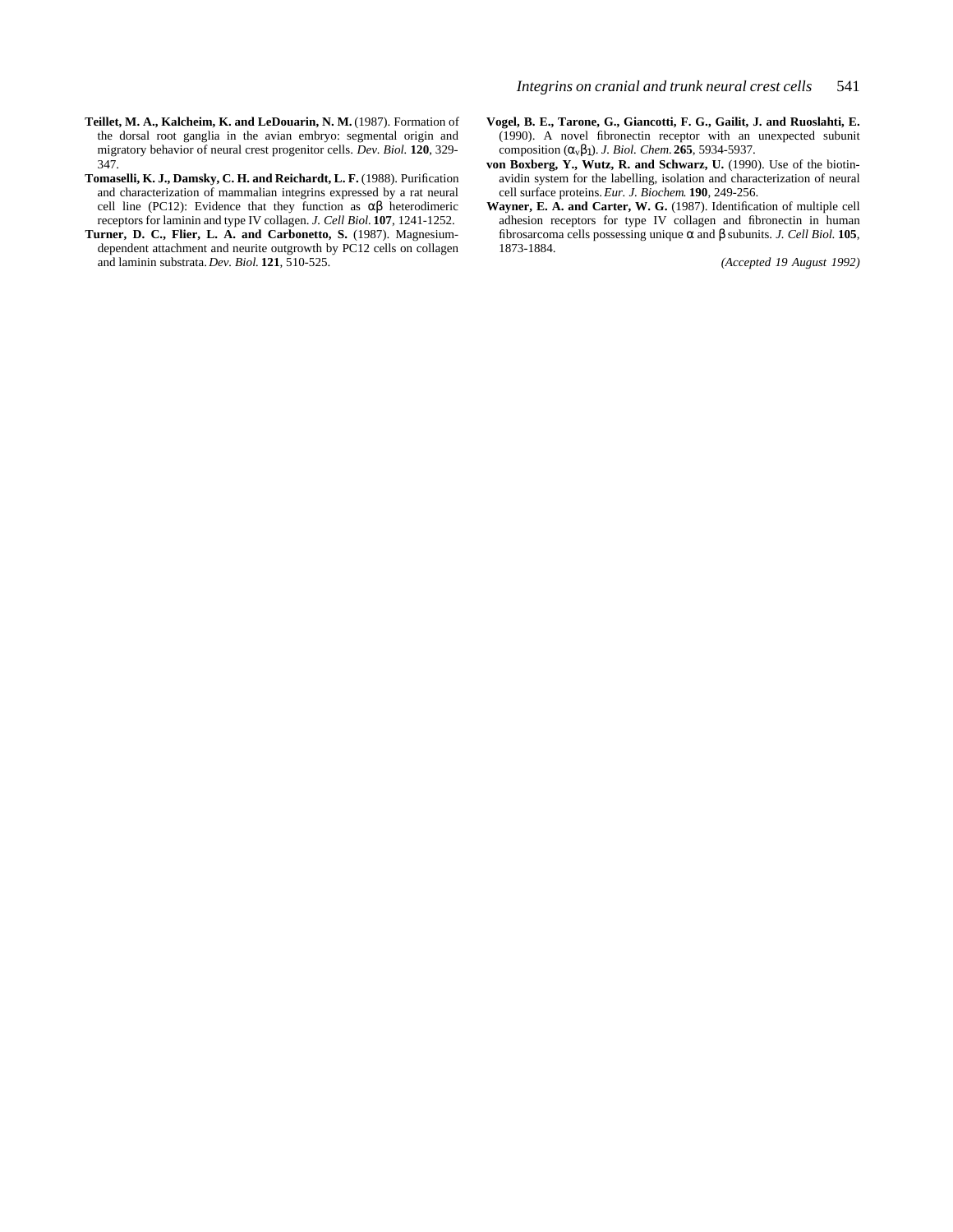**Teillet, M. A., Kalcheim, K. and LeDouarin, N. M.** (1987). Formation of the dorsal root ganglia in the avian embryo: segmental origin and migratory behavior of neural crest progenitor cells. *Dev. Biol.* **120**, 329-347.

**Tomaselli, K. J., Damsky, C. H. and Reichardt, L. F.** (1988). Purification and characterization of mammalian integrins expressed by a rat neural cell line (PC12): Evidence that they function as $\alpha\beta$ heterodimeric receptors for laminin and type IV collagen. *J. Cell Biol.* **107**, 1241-1252.

**Turner, D. C., Flier, L. A. and Carbonetto, S.** (1987). Magnesium-dependent attachment and neurite outgrowth by PC12 cells on collagen and laminin substrata. *Dev. Biol.* **121**, 510-525.

**Vogel, B. E., Tarone, G., Giancotti, F. G., Gailit, J. and Ruoslahti, E.** (1990). A novel fibronectin receptor with an unexpected subunit composition ($\alpha_v\beta_1$). *J. Biol. Chem.* **265**, 5934-5937.

**von Boxberg, Y., Wutz, R. and Schwarz, U.** (1990). Use of the biotin-avidin system for the labelling, isolation and characterization of neural cell surface proteins. *Eur. J. Biochem.* **190**, 249-256.

**Wayner, E. A. and Carter, W. G.** (1987). Identification of multiple cell adhesion receptors for type IV collagen and fibronectin in human fibrosarcoma cells possessing unique $\alpha$ and $\beta$ subunits. *J. Cell Biol.* **105**, 1873-1884.

*(Accepted 19 August 1992)*